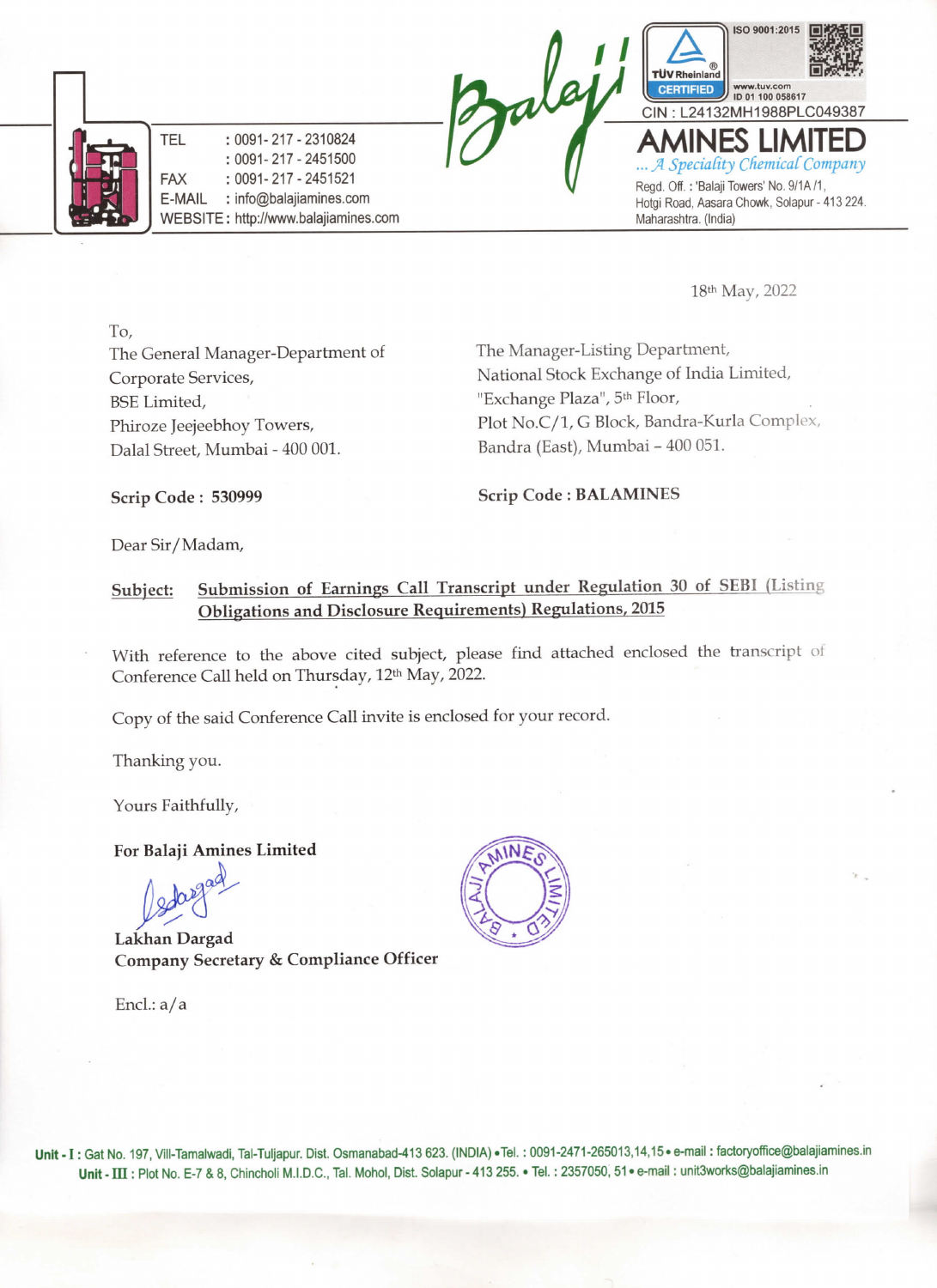TEL : 0091- 217 - 2310824
: 0091- 217 - 2451500
FAX : 0091- 217 - 2451521
E-MAIL : info@balajiamines.com
WEBSITE : http://www.balajiamines.com

Balaji

ISO 9001:2015
TÜV Rheinland CERTIFIED
www.tuv.com ID 01 100 058617

CIN : L24132MH1988PLC049387

# AMINES LIMITED

*... A Speciality Chemical Company*

Regd. Off. : 'Balaji Towers' No. 9/1A /1, Hotgi Road, Aasara Chowk, Solapur - 413 224. Maharashtra. (India)

18th May, 2022

To,

The General Manager-Department of Corporate Services,
BSE Limited,
Phiroze Jeejeebhoy Towers,
Dalal Street, Mumbai - 400 001.

**Scrip Code : 530999**

The Manager-Listing Department,
National Stock Exchange of India Limited,
"Exchange Plaza", 5th Floor,
Plot No.C/1, G Block, Bandra-Kurla Complex,
Bandra (East), Mumbai – 400 051.

**Scrip Code : BALAMINES**

Dear Sir/Madam,

**Subject:** **Submission of Earnings Call Transcript under Regulation 30 of SEBI (Listing Obligations and Disclosure Requirements) Regulations, 2015**

With reference to the above cited subject, please find attached enclosed the transcript of Conference Call held on Thursday, 12th May, 2022.

Copy of the said Conference Call invite is enclosed for your record.

Thanking you.

Yours Faithfully,

**For Balaji Amines Limited**

**Lakhan Dargad**
**Company Secretary & Compliance Officer**

Encl.: a/a

**Unit - I :** Gat No. 197, Vill-Tamalwadi, Tal-Tuljapur. Dist. Osmanabad-413 623. (INDIA) • Tel. : 0091-2471-265013,14,15 • e-mail : factoryoffice@balajiamines.in
**Unit - III :** Plot No. E-7 & 8, Chincholi M.I.D.C., Tal. Mohol, Dist. Solapur - 413 255. • Tel. : 2357050, 51 • e-mail : unit3works@balajiamines.in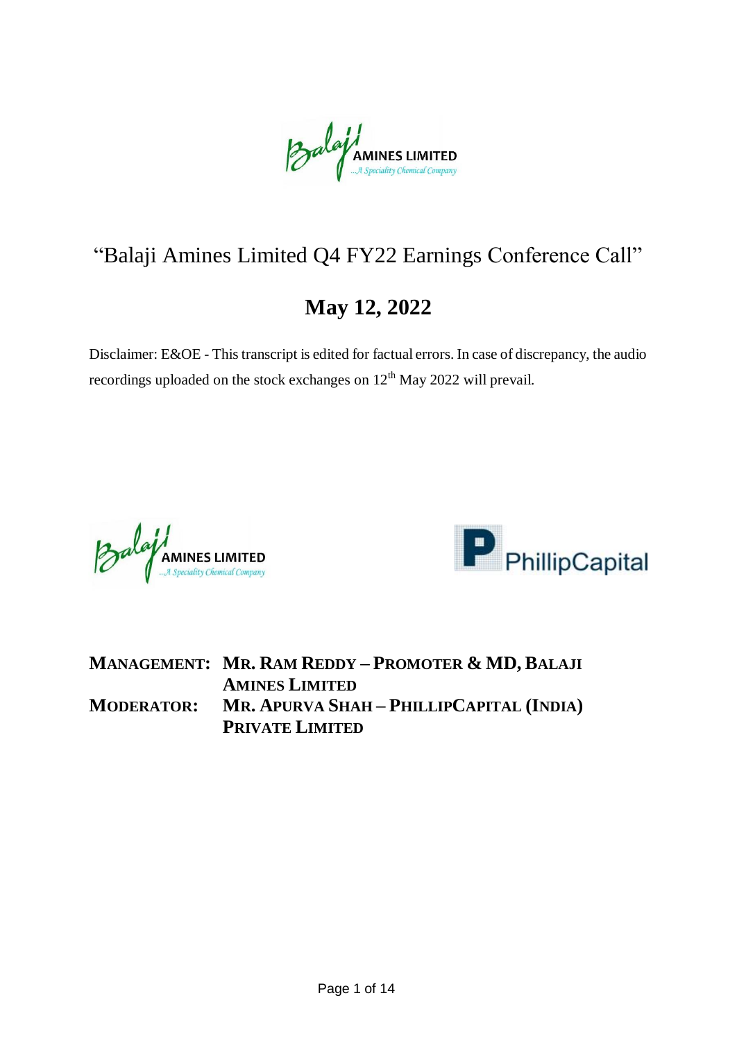# "Balaji Amines Limited Q4 FY22 Earnings Conference Call"

## May 12, 2022

Disclaimer: E&OE - This transcript is edited for factual errors. In case of discrepancy, the audio recordings uploaded on the stock exchanges on 12th May 2022 will prevail.

**MANAGEMENT:** **MR. RAM REDDY – PROMOTER & MD, BALAJI AMINES LIMITED**

**MODERATOR:** **MR. APURVA SHAH – PHILLIPCAPITAL (INDIA) PRIVATE LIMITED**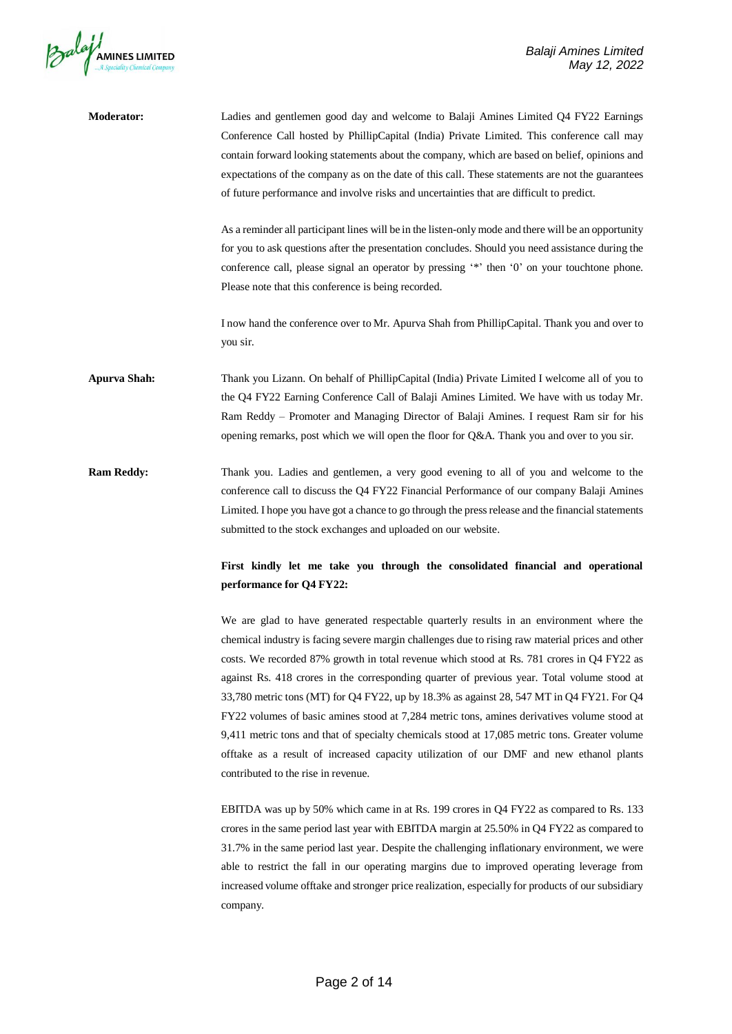**Moderator:** Ladies and gentlemen good day and welcome to Balaji Amines Limited Q4 FY22 Earnings Conference Call hosted by PhillipCapital (India) Private Limited. This conference call may contain forward looking statements about the company, which are based on belief, opinions and expectations of the company as on the date of this call. These statements are not the guarantees of future performance and involve risks and uncertainties that are difficult to predict.

As a reminder all participant lines will be in the listen-only mode and there will be an opportunity for you to ask questions after the presentation concludes. Should you need assistance during the conference call, please signal an operator by pressing '*' then '0' on your touchtone phone. Please note that this conference is being recorded.

I now hand the conference over to Mr. Apurva Shah from PhillipCapital. Thank you and over to you sir.

**Apurva Shah:** Thank you Lizann. On behalf of PhillipCapital (India) Private Limited I welcome all of you to the Q4 FY22 Earning Conference Call of Balaji Amines Limited. We have with us today Mr. Ram Reddy – Promoter and Managing Director of Balaji Amines. I request Ram sir for his opening remarks, post which we will open the floor for Q&A. Thank you and over to you sir.

**Ram Reddy:** Thank you. Ladies and gentlemen, a very good evening to all of you and welcome to the conference call to discuss the Q4 FY22 Financial Performance of our company Balaji Amines Limited. I hope you have got a chance to go through the press release and the financial statements submitted to the stock exchanges and uploaded on our website.

**First kindly let me take you through the consolidated financial and operational performance for Q4 FY22:**

We are glad to have generated respectable quarterly results in an environment where the chemical industry is facing severe margin challenges due to rising raw material prices and other costs. We recorded 87% growth in total revenue which stood at Rs. 781 crores in Q4 FY22 as against Rs. 418 crores in the corresponding quarter of previous year. Total volume stood at 33,780 metric tons (MT) for Q4 FY22, up by 18.3% as against 28, 547 MT in Q4 FY21. For Q4 FY22 volumes of basic amines stood at 7,284 metric tons, amines derivatives volume stood at 9,411 metric tons and that of specialty chemicals stood at 17,085 metric tons. Greater volume offtake as a result of increased capacity utilization of our DMF and new ethanol plants contributed to the rise in revenue.

EBITDA was up by 50% which came in at Rs. 199 crores in Q4 FY22 as compared to Rs. 133 crores in the same period last year with EBITDA margin at 25.50% in Q4 FY22 as compared to 31.7% in the same period last year. Despite the challenging inflationary environment, we were able to restrict the fall in our operating margins due to improved operating leverage from increased volume offtake and stronger price realization, especially for products of our subsidiary company.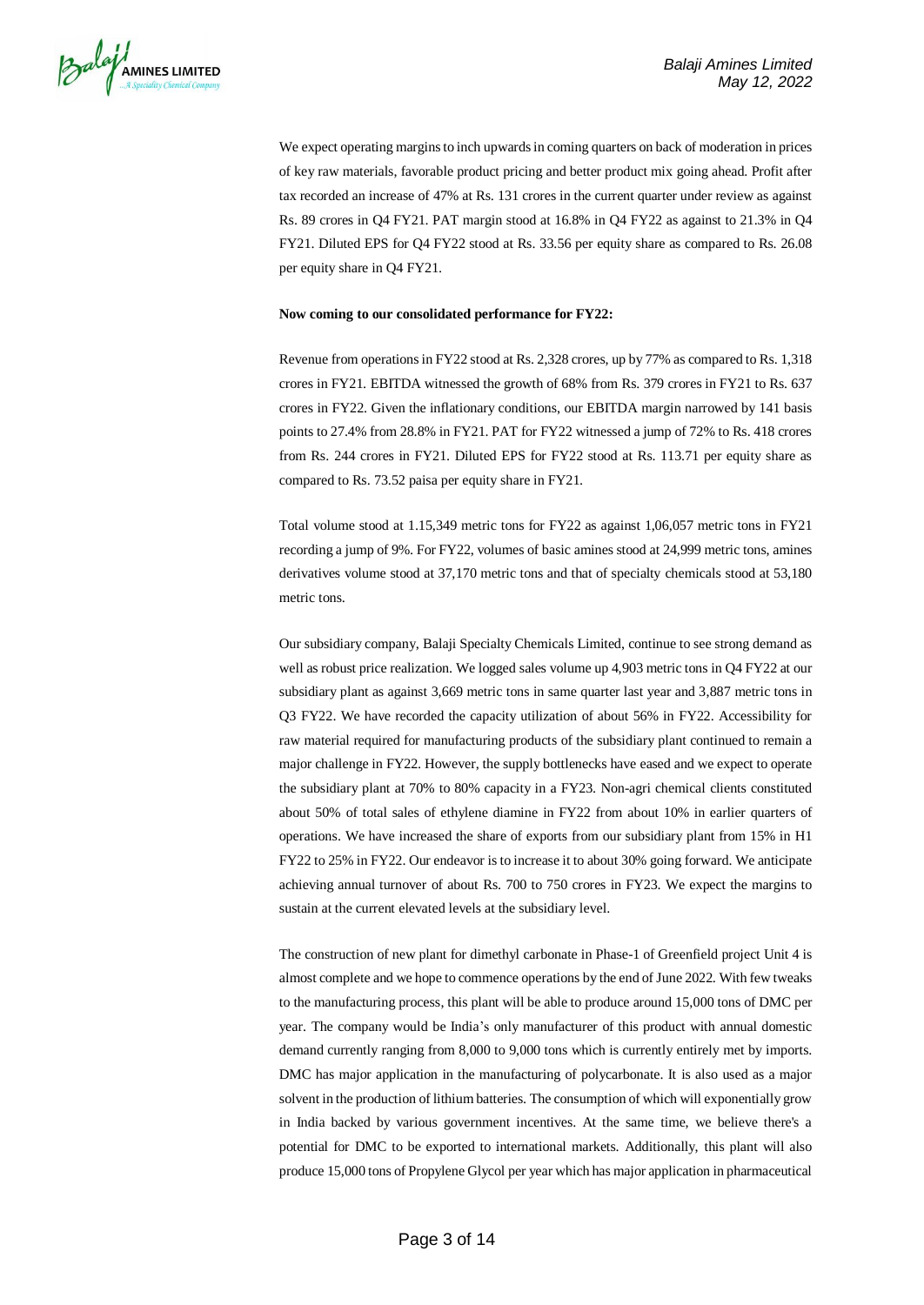We expect operating margins to inch upwards in coming quarters on back of moderation in prices of key raw materials, favorable product pricing and better product mix going ahead. Profit after tax recorded an increase of 47% at Rs. 131 crores in the current quarter under review as against Rs. 89 crores in Q4 FY21. PAT margin stood at 16.8% in Q4 FY22 as against to 21.3% in Q4 FY21. Diluted EPS for Q4 FY22 stood at Rs. 33.56 per equity share as compared to Rs. 26.08 per equity share in Q4 FY21.

**Now coming to our consolidated performance for FY22:**

Revenue from operations in FY22 stood at Rs. 2,328 crores, up by 77% as compared to Rs. 1,318 crores in FY21. EBITDA witnessed the growth of 68% from Rs. 379 crores in FY21 to Rs. 637 crores in FY22. Given the inflationary conditions, our EBITDA margin narrowed by 141 basis points to 27.4% from 28.8% in FY21. PAT for FY22 witnessed a jump of 72% to Rs. 418 crores from Rs. 244 crores in FY21. Diluted EPS for FY22 stood at Rs. 113.71 per equity share as compared to Rs. 73.52 paisa per equity share in FY21.

Total volume stood at 1.15,349 metric tons for FY22 as against 1,06,057 metric tons in FY21 recording a jump of 9%. For FY22, volumes of basic amines stood at 24,999 metric tons, amines derivatives volume stood at 37,170 metric tons and that of specialty chemicals stood at 53,180 metric tons.

Our subsidiary company, Balaji Specialty Chemicals Limited, continue to see strong demand as well as robust price realization. We logged sales volume up 4,903 metric tons in Q4 FY22 at our subsidiary plant as against 3,669 metric tons in same quarter last year and 3,887 metric tons in Q3 FY22. We have recorded the capacity utilization of about 56% in FY22. Accessibility for raw material required for manufacturing products of the subsidiary plant continued to remain a major challenge in FY22. However, the supply bottlenecks have eased and we expect to operate the subsidiary plant at 70% to 80% capacity in a FY23. Non-agri chemical clients constituted about 50% of total sales of ethylene diamine in FY22 from about 10% in earlier quarters of operations. We have increased the share of exports from our subsidiary plant from 15% in H1 FY22 to 25% in FY22. Our endeavor is to increase it to about 30% going forward. We anticipate achieving annual turnover of about Rs. 700 to 750 crores in FY23. We expect the margins to sustain at the current elevated levels at the subsidiary level.

The construction of new plant for dimethyl carbonate in Phase-1 of Greenfield project Unit 4 is almost complete and we hope to commence operations by the end of June 2022. With few tweaks to the manufacturing process, this plant will be able to produce around 15,000 tons of DMC per year. The company would be India's only manufacturer of this product with annual domestic demand currently ranging from 8,000 to 9,000 tons which is currently entirely met by imports. DMC has major application in the manufacturing of polycarbonate. It is also used as a major solvent in the production of lithium batteries. The consumption of which will exponentially grow in India backed by various government incentives. At the same time, we believe there's a potential for DMC to be exported to international markets. Additionally, this plant will also produce 15,000 tons of Propylene Glycol per year which has major application in pharmaceutical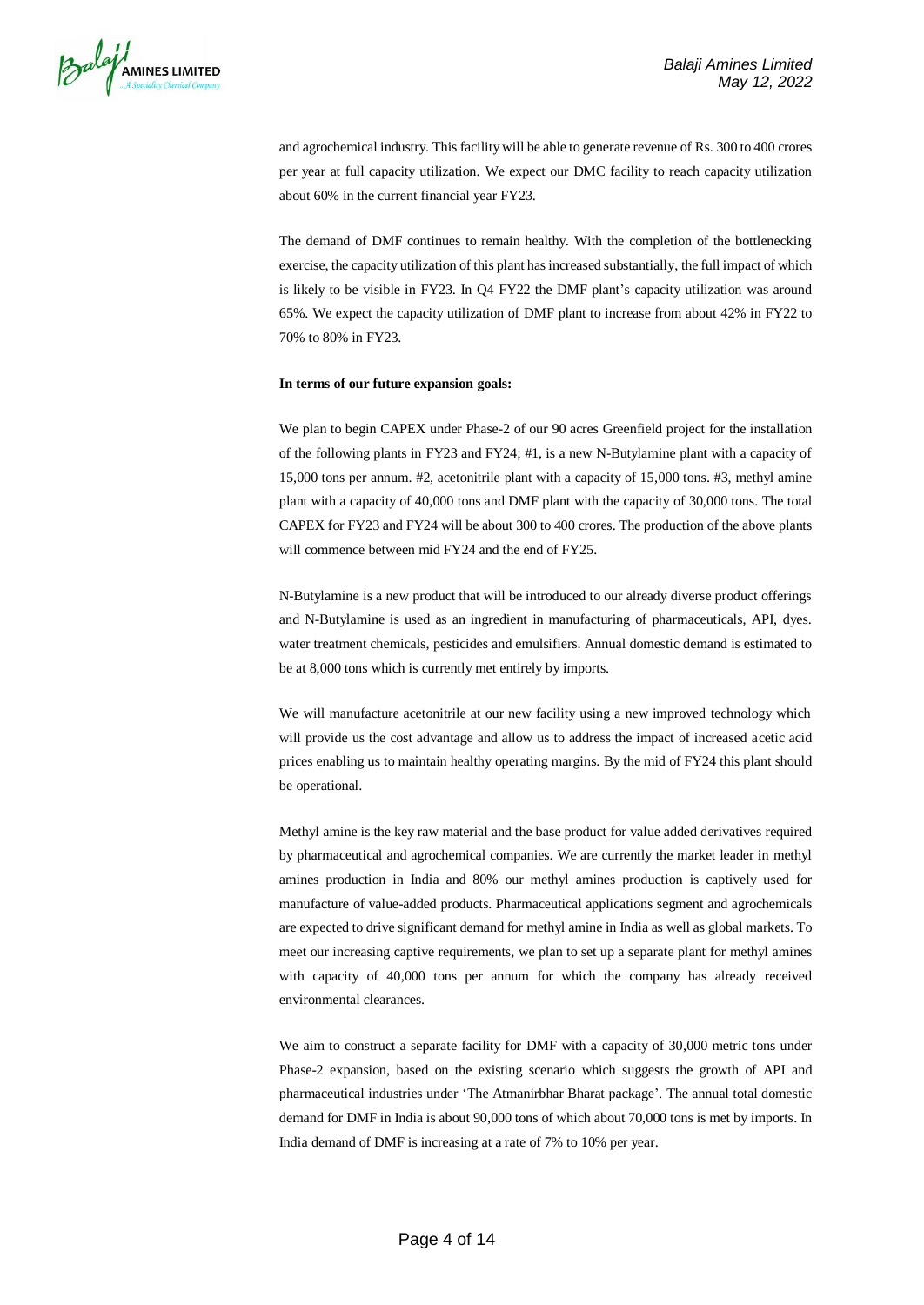and agrochemical industry. This facility will be able to generate revenue of Rs. 300 to 400 crores per year at full capacity utilization. We expect our DMC facility to reach capacity utilization about 60% in the current financial year FY23.

The demand of DMF continues to remain healthy. With the completion of the bottlenecking exercise, the capacity utilization of this plant has increased substantially, the full impact of which is likely to be visible in FY23. In Q4 FY22 the DMF plant's capacity utilization was around 65%. We expect the capacity utilization of DMF plant to increase from about 42% in FY22 to 70% to 80% in FY23.

**In terms of our future expansion goals:**

We plan to begin CAPEX under Phase-2 of our 90 acres Greenfield project for the installation of the following plants in FY23 and FY24; #1, is a new N-Butylamine plant with a capacity of 15,000 tons per annum. #2, acetonitrile plant with a capacity of 15,000 tons. #3, methyl amine plant with a capacity of 40,000 tons and DMF plant with the capacity of 30,000 tons. The total CAPEX for FY23 and FY24 will be about 300 to 400 crores. The production of the above plants will commence between mid FY24 and the end of FY25.

N-Butylamine is a new product that will be introduced to our already diverse product offerings and N-Butylamine is used as an ingredient in manufacturing of pharmaceuticals, API, dyes. water treatment chemicals, pesticides and emulsifiers. Annual domestic demand is estimated to be at 8,000 tons which is currently met entirely by imports.

We will manufacture acetonitrile at our new facility using a new improved technology which will provide us the cost advantage and allow us to address the impact of increased acetic acid prices enabling us to maintain healthy operating margins. By the mid of FY24 this plant should be operational.

Methyl amine is the key raw material and the base product for value added derivatives required by pharmaceutical and agrochemical companies. We are currently the market leader in methyl amines production in India and 80% our methyl amines production is captively used for manufacture of value-added products. Pharmaceutical applications segment and agrochemicals are expected to drive significant demand for methyl amine in India as well as global markets. To meet our increasing captive requirements, we plan to set up a separate plant for methyl amines with capacity of 40,000 tons per annum for which the company has already received environmental clearances.

We aim to construct a separate facility for DMF with a capacity of 30,000 metric tons under Phase-2 expansion, based on the existing scenario which suggests the growth of API and pharmaceutical industries under 'The Atmanirbhar Bharat package'. The annual total domestic demand for DMF in India is about 90,000 tons of which about 70,000 tons is met by imports. In India demand of DMF is increasing at a rate of 7% to 10% per year.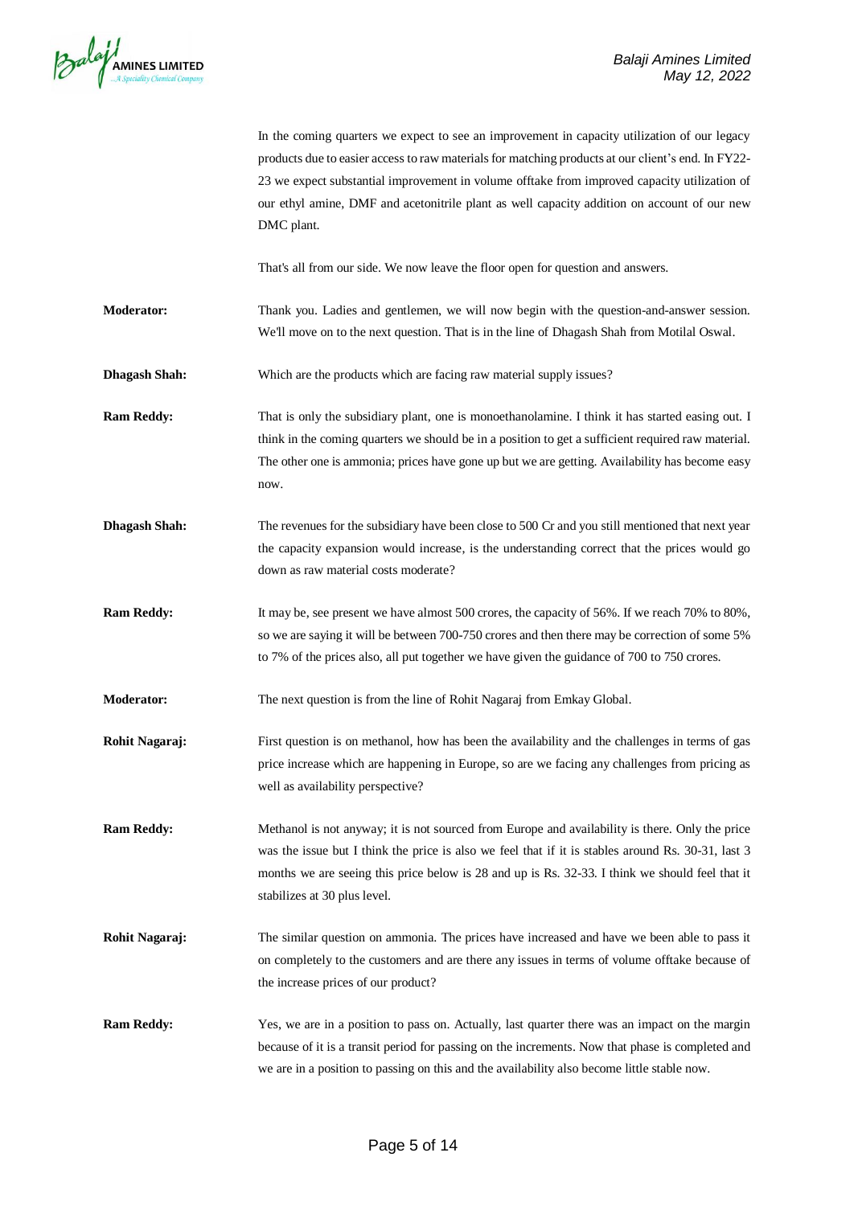In the coming quarters we expect to see an improvement in capacity utilization of our legacy products due to easier access to raw materials for matching products at our client's end. In FY22-23 we expect substantial improvement in volume offtake from improved capacity utilization of our ethyl amine, DMF and acetonitrile plant as well capacity addition on account of our new DMC plant.

That's all from our side. We now leave the floor open for question and answers.

**Moderator:** Thank you. Ladies and gentlemen, we will now begin with the question-and-answer session. We'll move on to the next question. That is in the line of Dhagash Shah from Motilal Oswal.

**Dhagash Shah:** Which are the products which are facing raw material supply issues?

**Ram Reddy:** That is only the subsidiary plant, one is monoethanolamine. I think it has started easing out. I think in the coming quarters we should be in a position to get a sufficient required raw material. The other one is ammonia; prices have gone up but we are getting. Availability has become easy now.

**Dhagash Shah:** The revenues for the subsidiary have been close to 500 Cr and you still mentioned that next year the capacity expansion would increase, is the understanding correct that the prices would go down as raw material costs moderate?

**Ram Reddy:** It may be, see present we have almost 500 crores, the capacity of 56%. If we reach 70% to 80%, so we are saying it will be between 700-750 crores and then there may be correction of some 5% to 7% of the prices also, all put together we have given the guidance of 700 to 750 crores.

**Moderator:** The next question is from the line of Rohit Nagaraj from Emkay Global.

**Rohit Nagaraj:** First question is on methanol, how has been the availability and the challenges in terms of gas price increase which are happening in Europe, so are we facing any challenges from pricing as well as availability perspective?

**Ram Reddy:** Methanol is not anyway; it is not sourced from Europe and availability is there. Only the price was the issue but I think the price is also we feel that if it is stables around Rs. 30-31, last 3 months we are seeing this price below is 28 and up is Rs. 32-33. I think we should feel that it stabilizes at 30 plus level.

**Rohit Nagaraj:** The similar question on ammonia. The prices have increased and have we been able to pass it on completely to the customers and are there any issues in terms of volume offtake because of the increase prices of our product?

**Ram Reddy:** Yes, we are in a position to pass on. Actually, last quarter there was an impact on the margin because of it is a transit period for passing on the increments. Now that phase is completed and we are in a position to passing on this and the availability also become little stable now.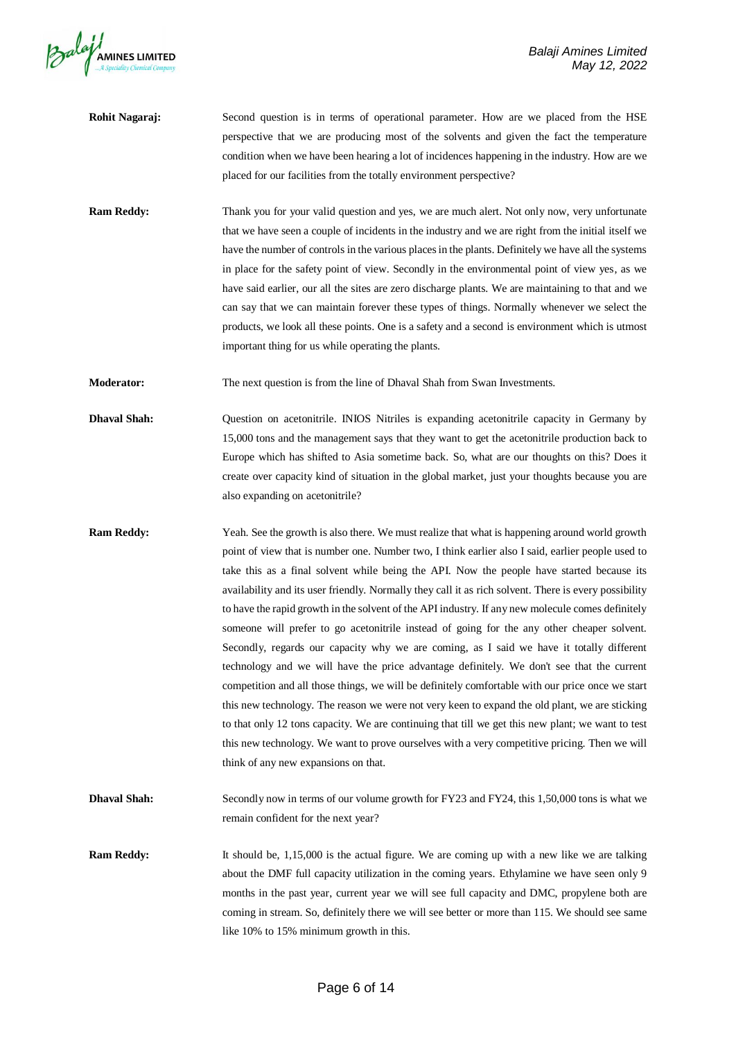**Rohit Nagaraj:** Second question is in terms of operational parameter. How are we placed from the HSE perspective that we are producing most of the solvents and given the fact the temperature condition when we have been hearing a lot of incidences happening in the industry. How are we placed for our facilities from the totally environment perspective?

**Ram Reddy:** Thank you for your valid question and yes, we are much alert. Not only now, very unfortunate that we have seen a couple of incidents in the industry and we are right from the initial itself we have the number of controls in the various places in the plants. Definitely we have all the systems in place for the safety point of view. Secondly in the environmental point of view yes, as we have said earlier, our all the sites are zero discharge plants. We are maintaining to that and we can say that we can maintain forever these types of things. Normally whenever we select the products, we look all these points. One is a safety and a second is environment which is utmost important thing for us while operating the plants.

**Moderator:** The next question is from the line of Dhaval Shah from Swan Investments.

**Dhaval Shah:** Question on acetonitrile. INIOS Nitriles is expanding acetonitrile capacity in Germany by 15,000 tons and the management says that they want to get the acetonitrile production back to Europe which has shifted to Asia sometime back. So, what are our thoughts on this? Does it create over capacity kind of situation in the global market, just your thoughts because you are also expanding on acetonitrile?

**Ram Reddy:** Yeah. See the growth is also there. We must realize that what is happening around world growth point of view that is number one. Number two, I think earlier also I said, earlier people used to take this as a final solvent while being the API. Now the people have started because its availability and its user friendly. Normally they call it as rich solvent. There is every possibility to have the rapid growth in the solvent of the API industry. If any new molecule comes definitely someone will prefer to go acetonitrile instead of going for the any other cheaper solvent. Secondly, regards our capacity why we are coming, as I said we have it totally different technology and we will have the price advantage definitely. We don't see that the current competition and all those things, we will be definitely comfortable with our price once we start this new technology. The reason we were not very keen to expand the old plant, we are sticking to that only 12 tons capacity. We are continuing that till we get this new plant; we want to test this new technology. We want to prove ourselves with a very competitive pricing. Then we will think of any new expansions on that.

**Dhaval Shah:** Secondly now in terms of our volume growth for FY23 and FY24, this 1,50,000 tons is what we remain confident for the next year?

**Ram Reddy:** It should be, 1,15,000 is the actual figure. We are coming up with a new like we are talking about the DMF full capacity utilization in the coming years. Ethylamine we have seen only 9 months in the past year, current year we will see full capacity and DMC, propylene both are coming in stream. So, definitely there we will see better or more than 115. We should see same like 10% to 15% minimum growth in this.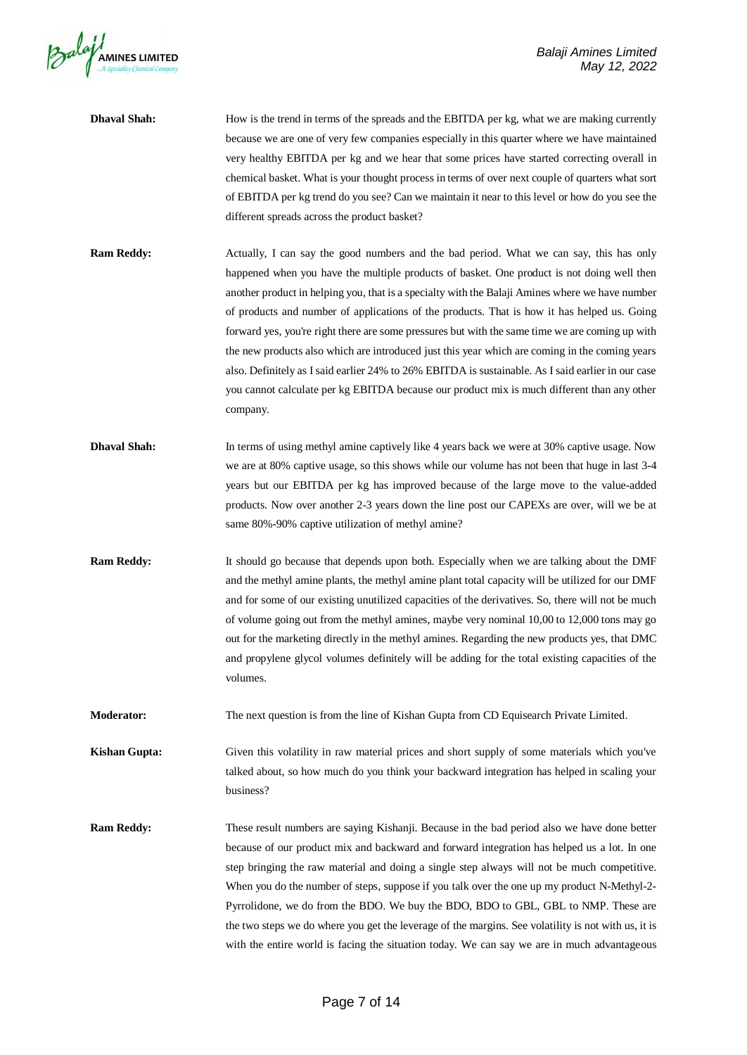**Dhaval Shah:** How is the trend in terms of the spreads and the EBITDA per kg, what we are making currently because we are one of very few companies especially in this quarter where we have maintained very healthy EBITDA per kg and we hear that some prices have started correcting overall in chemical basket. What is your thought process in terms of over next couple of quarters what sort of EBITDA per kg trend do you see? Can we maintain it near to this level or how do you see the different spreads across the product basket?

**Ram Reddy:** Actually, I can say the good numbers and the bad period. What we can say, this has only happened when you have the multiple products of basket. One product is not doing well then another product in helping you, that is a specialty with the Balaji Amines where we have number of products and number of applications of the products. That is how it has helped us. Going forward yes, you're right there are some pressures but with the same time we are coming up with the new products also which are introduced just this year which are coming in the coming years also. Definitely as I said earlier 24% to 26% EBITDA is sustainable. As I said earlier in our case you cannot calculate per kg EBITDA because our product mix is much different than any other company.

**Dhaval Shah:** In terms of using methyl amine captively like 4 years back we were at 30% captive usage. Now we are at 80% captive usage, so this shows while our volume has not been that huge in last 3-4 years but our EBITDA per kg has improved because of the large move to the value-added products. Now over another 2-3 years down the line post our CAPEXs are over, will we be at same 80%-90% captive utilization of methyl amine?

**Ram Reddy:** It should go because that depends upon both. Especially when we are talking about the DMF and the methyl amine plants, the methyl amine plant total capacity will be utilized for our DMF and for some of our existing unutilized capacities of the derivatives. So, there will not be much of volume going out from the methyl amines, maybe very nominal 10,00 to 12,000 tons may go out for the marketing directly in the methyl amines. Regarding the new products yes, that DMC and propylene glycol volumes definitely will be adding for the total existing capacities of the volumes.

**Moderator:** The next question is from the line of Kishan Gupta from CD Equisearch Private Limited.

**Kishan Gupta:** Given this volatility in raw material prices and short supply of some materials which you've talked about, so how much do you think your backward integration has helped in scaling your business?

**Ram Reddy:** These result numbers are saying Kishanji. Because in the bad period also we have done better because of our product mix and backward and forward integration has helped us a lot. In one step bringing the raw material and doing a single step always will not be much competitive. When you do the number of steps, suppose if you talk over the one up my product N-Methyl-2-Pyrrolidone, we do from the BDO. We buy the BDO, BDO to GBL, GBL to NMP. These are the two steps we do where you get the leverage of the margins. See volatility is not with us, it is with the entire world is facing the situation today. We can say we are in much advantageous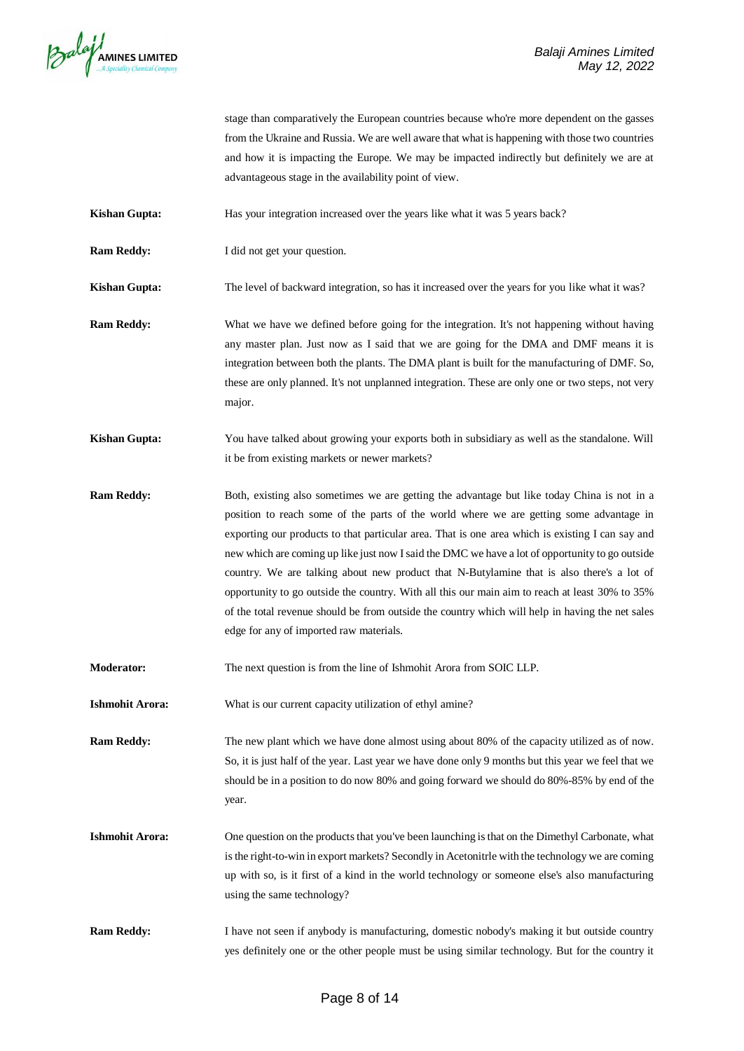stage than comparatively the European countries because who're more dependent on the gasses from the Ukraine and Russia. We are well aware that what is happening with those two countries and how it is impacting the Europe. We may be impacted indirectly but definitely we are at advantageous stage in the availability point of view.

**Kishan Gupta:** Has your integration increased over the years like what it was 5 years back?

**Ram Reddy:** I did not get your question.

**Kishan Gupta:** The level of backward integration, so has it increased over the years for you like what it was?

**Ram Reddy:** What we have we defined before going for the integration. It's not happening without having any master plan. Just now as I said that we are going for the DMA and DMF means it is integration between both the plants. The DMA plant is built for the manufacturing of DMF. So, these are only planned. It's not unplanned integration. These are only one or two steps, not very major.

**Kishan Gupta:** You have talked about growing your exports both in subsidiary as well as the standalone. Will it be from existing markets or newer markets?

**Ram Reddy:** Both, existing also sometimes we are getting the advantage but like today China is not in a position to reach some of the parts of the world where we are getting some advantage in exporting our products to that particular area. That is one area which is existing I can say and new which are coming up like just now I said the DMC we have a lot of opportunity to go outside country. We are talking about new product that N-Butylamine that is also there's a lot of opportunity to go outside the country. With all this our main aim to reach at least 30% to 35% of the total revenue should be from outside the country which will help in having the net sales edge for any of imported raw materials.

**Moderator:** The next question is from the line of Ishmohit Arora from SOIC LLP.

**Ishmohit Arora:** What is our current capacity utilization of ethyl amine?

**Ram Reddy:** The new plant which we have done almost using about 80% of the capacity utilized as of now. So, it is just half of the year. Last year we have done only 9 months but this year we feel that we should be in a position to do now 80% and going forward we should do 80%-85% by end of the year.

**Ishmohit Arora:** One question on the products that you've been launching is that on the Dimethyl Carbonate, what is the right-to-win in export markets? Secondly in Acetonitrle with the technology we are coming up with so, is it first of a kind in the world technology or someone else's also manufacturing using the same technology?

**Ram Reddy:** I have not seen if anybody is manufacturing, domestic nobody's making it but outside country yes definitely one or the other people must be using similar technology. But for the country it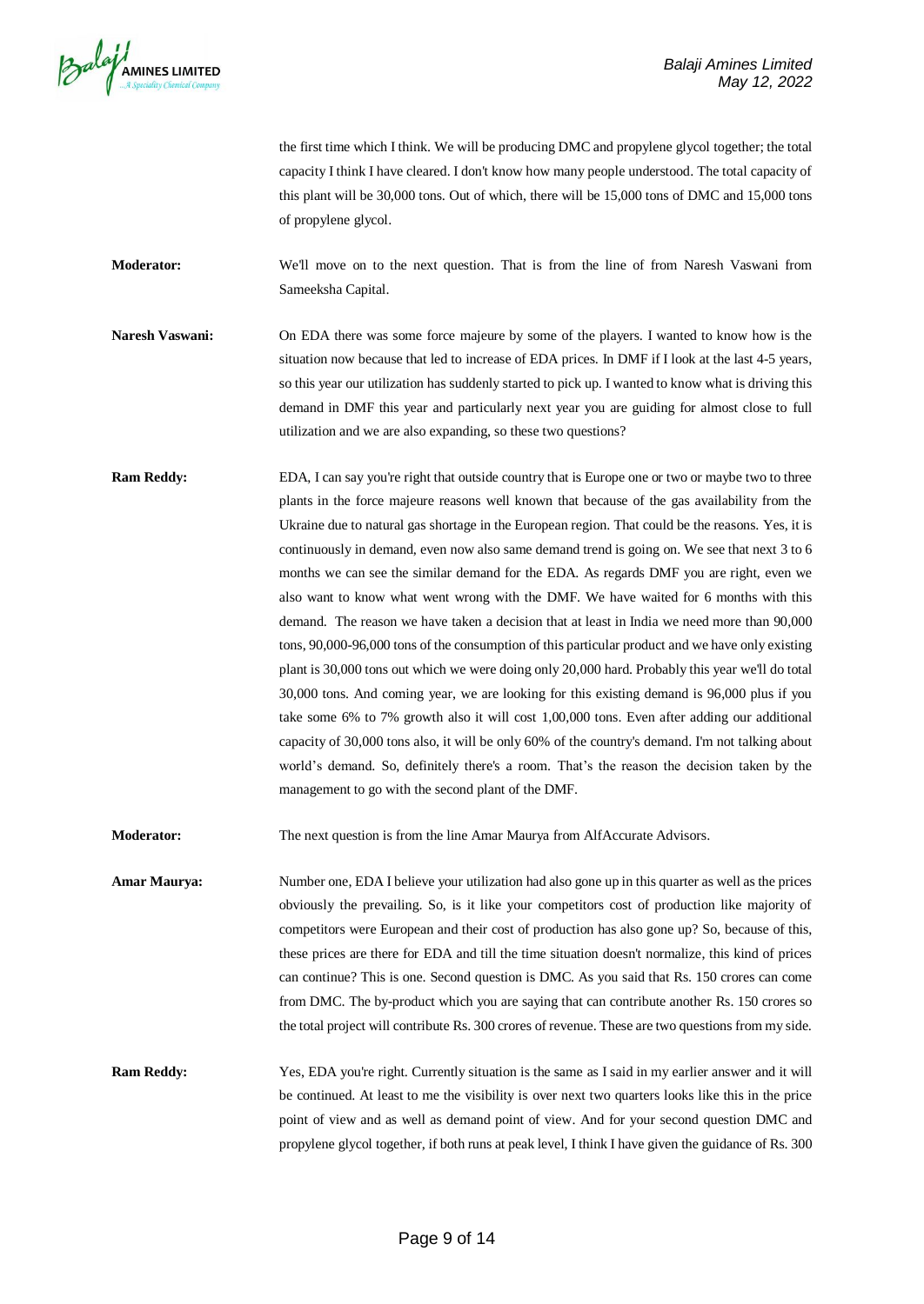the first time which I think. We will be producing DMC and propylene glycol together; the total capacity I think I have cleared. I don't know how many people understood. The total capacity of this plant will be 30,000 tons. Out of which, there will be 15,000 tons of DMC and 15,000 tons of propylene glycol.

**Moderator:** We'll move on to the next question. That is from the line of from Naresh Vaswani from Sameeksha Capital.

**Naresh Vaswani:** On EDA there was some force majeure by some of the players. I wanted to know how is the situation now because that led to increase of EDA prices. In DMF if I look at the last 4-5 years, so this year our utilization has suddenly started to pick up. I wanted to know what is driving this demand in DMF this year and particularly next year you are guiding for almost close to full utilization and we are also expanding, so these two questions?

**Ram Reddy:** EDA, I can say you're right that outside country that is Europe one or two or maybe two to three plants in the force majeure reasons well known that because of the gas availability from the Ukraine due to natural gas shortage in the European region. That could be the reasons. Yes, it is continuously in demand, even now also same demand trend is going on. We see that next 3 to 6 months we can see the similar demand for the EDA. As regards DMF you are right, even we also want to know what went wrong with the DMF. We have waited for 6 months with this demand. The reason we have taken a decision that at least in India we need more than 90,000 tons, 90,000-96,000 tons of the consumption of this particular product and we have only existing plant is 30,000 tons out which we were doing only 20,000 hard. Probably this year we'll do total 30,000 tons. And coming year, we are looking for this existing demand is 96,000 plus if you take some 6% to 7% growth also it will cost 1,00,000 tons. Even after adding our additional capacity of 30,000 tons also, it will be only 60% of the country's demand. I'm not talking about world's demand. So, definitely there's a room. That's the reason the decision taken by the management to go with the second plant of the DMF.

**Moderator:** The next question is from the line Amar Maurya from AlfAccurate Advisors.

**Amar Maurya:** Number one, EDA I believe your utilization had also gone up in this quarter as well as the prices obviously the prevailing. So, is it like your competitors cost of production like majority of competitors were European and their cost of production has also gone up? So, because of this, these prices are there for EDA and till the time situation doesn't normalize, this kind of prices can continue? This is one. Second question is DMC. As you said that Rs. 150 crores can come from DMC. The by-product which you are saying that can contribute another Rs. 150 crores so the total project will contribute Rs. 300 crores of revenue. These are two questions from my side.

**Ram Reddy:** Yes, EDA you're right. Currently situation is the same as I said in my earlier answer and it will be continued. At least to me the visibility is over next two quarters looks like this in the price point of view and as well as demand point of view. And for your second question DMC and propylene glycol together, if both runs at peak level, I think I have given the guidance of Rs. 300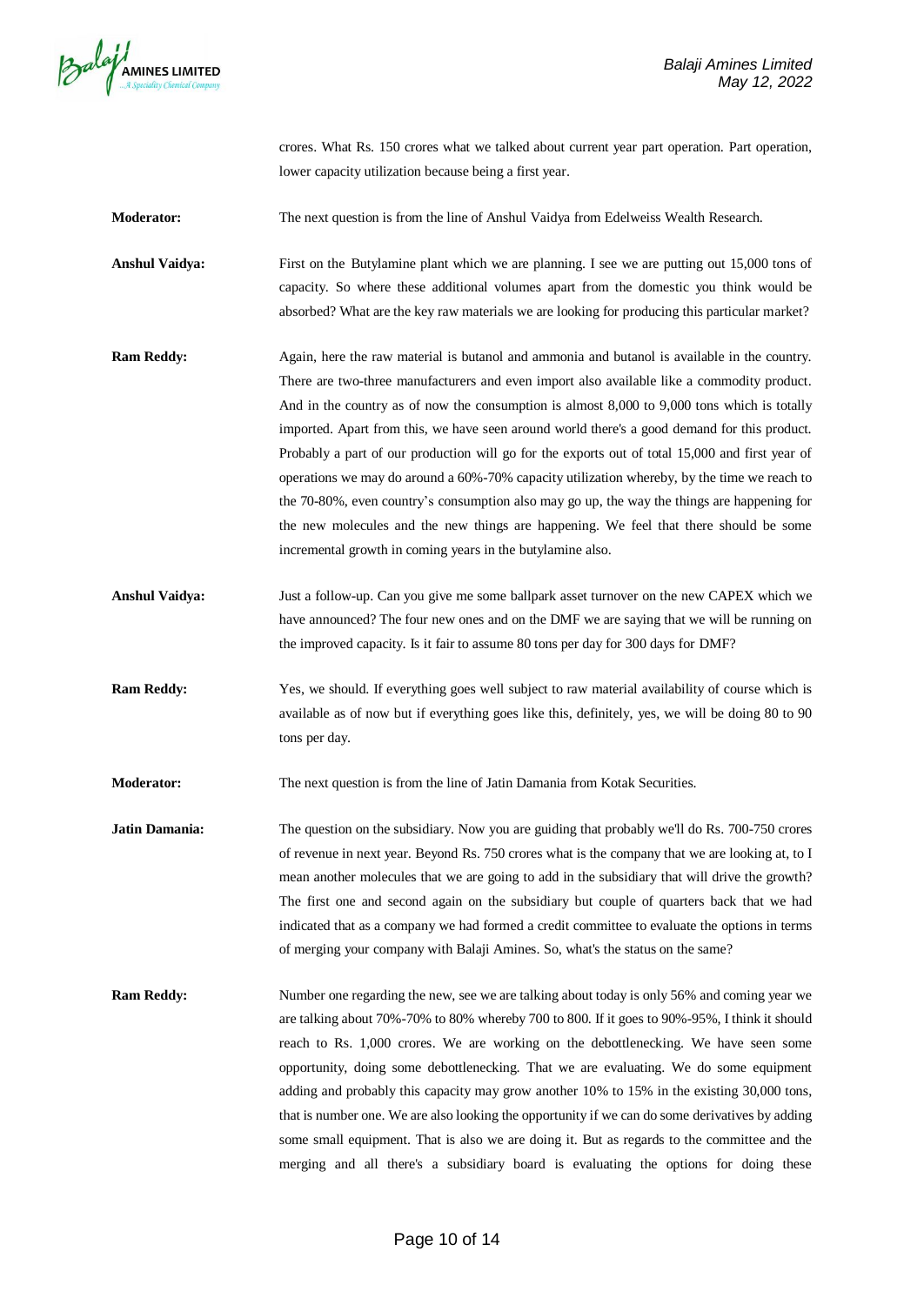crores. What Rs. 150 crores what we talked about current year part operation. Part operation, lower capacity utilization because being a first year.

**Moderator:** The next question is from the line of Anshul Vaidya from Edelweiss Wealth Research.

**Anshul Vaidya:** First on the Butylamine plant which we are planning. I see we are putting out 15,000 tons of capacity. So where these additional volumes apart from the domestic you think would be absorbed? What are the key raw materials we are looking for producing this particular market?

**Ram Reddy:** Again, here the raw material is butanol and ammonia and butanol is available in the country. There are two-three manufacturers and even import also available like a commodity product. And in the country as of now the consumption is almost 8,000 to 9,000 tons which is totally imported. Apart from this, we have seen around world there's a good demand for this product. Probably a part of our production will go for the exports out of total 15,000 and first year of operations we may do around a 60%-70% capacity utilization whereby, by the time we reach to the 70-80%, even country's consumption also may go up, the way the things are happening for the new molecules and the new things are happening. We feel that there should be some incremental growth in coming years in the butylamine also.

**Anshul Vaidya:** Just a follow-up. Can you give me some ballpark asset turnover on the new CAPEX which we have announced? The four new ones and on the DMF we are saying that we will be running on the improved capacity. Is it fair to assume 80 tons per day for 300 days for DMF?

**Ram Reddy:** Yes, we should. If everything goes well subject to raw material availability of course which is available as of now but if everything goes like this, definitely, yes, we will be doing 80 to 90 tons per day.

**Moderator:** The next question is from the line of Jatin Damania from Kotak Securities.

**Jatin Damania:** The question on the subsidiary. Now you are guiding that probably we'll do Rs. 700-750 crores of revenue in next year. Beyond Rs. 750 crores what is the company that we are looking at, to I mean another molecules that we are going to add in the subsidiary that will drive the growth? The first one and second again on the subsidiary but couple of quarters back that we had indicated that as a company we had formed a credit committee to evaluate the options in terms of merging your company with Balaji Amines. So, what's the status on the same?

**Ram Reddy:** Number one regarding the new, see we are talking about today is only 56% and coming year we are talking about 70%-70% to 80% whereby 700 to 800. If it goes to 90%-95%, I think it should reach to Rs. 1,000 crores. We are working on the debottlenecking. We have seen some opportunity, doing some debottlenecking. That we are evaluating. We do some equipment adding and probably this capacity may grow another 10% to 15% in the existing 30,000 tons, that is number one. We are also looking the opportunity if we can do some derivatives by adding some small equipment. That is also we are doing it. But as regards to the committee and the merging and all there's a subsidiary board is evaluating the options for doing these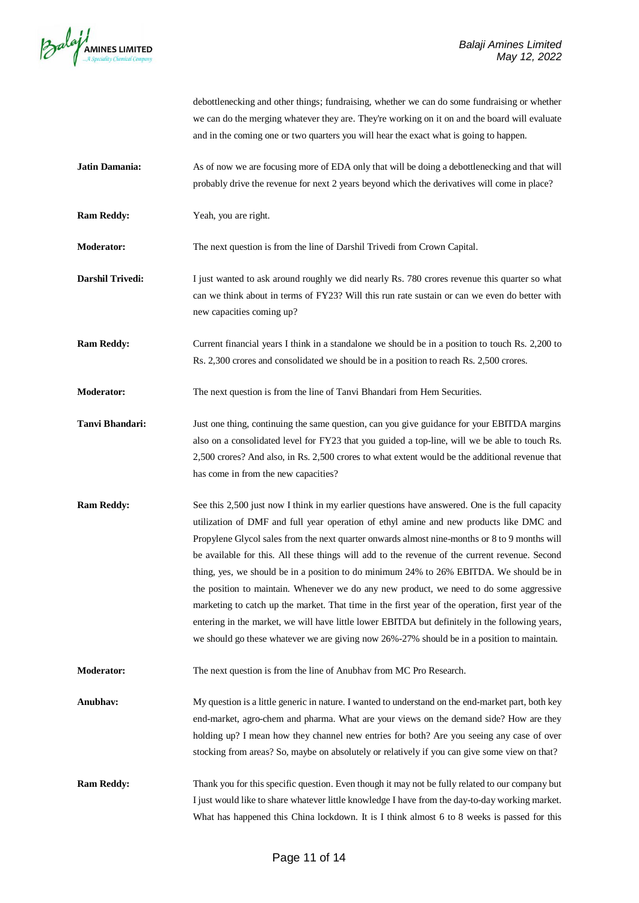debottlenecking and other things; fundraising, whether we can do some fundraising or whether we can do the merging whatever they are. They're working on it on and the board will evaluate and in the coming one or two quarters you will hear the exact what is going to happen.

**Jatin Damania:** As of now we are focusing more of EDA only that will be doing a debottlenecking and that will probably drive the revenue for next 2 years beyond which the derivatives will come in place?

**Ram Reddy:** Yeah, you are right.

**Moderator:** The next question is from the line of Darshil Trivedi from Crown Capital.

**Darshil Trivedi:** I just wanted to ask around roughly we did nearly Rs. 780 crores revenue this quarter so what can we think about in terms of FY23? Will this run rate sustain or can we even do better with new capacities coming up?

**Ram Reddy:** Current financial years I think in a standalone we should be in a position to touch Rs. 2,200 to Rs. 2,300 crores and consolidated we should be in a position to reach Rs. 2,500 crores.

**Moderator:** The next question is from the line of Tanvi Bhandari from Hem Securities.

**Tanvi Bhandari:** Just one thing, continuing the same question, can you give guidance for your EBITDA margins also on a consolidated level for FY23 that you guided a top-line, will we be able to touch Rs. 2,500 crores? And also, in Rs. 2,500 crores to what extent would be the additional revenue that has come in from the new capacities?

**Ram Reddy:** See this 2,500 just now I think in my earlier questions have answered. One is the full capacity utilization of DMF and full year operation of ethyl amine and new products like DMC and Propylene Glycol sales from the next quarter onwards almost nine-months or 8 to 9 months will be available for this. All these things will add to the revenue of the current revenue. Second thing, yes, we should be in a position to do minimum 24% to 26% EBITDA. We should be in the position to maintain. Whenever we do any new product, we need to do some aggressive marketing to catch up the market. That time in the first year of the operation, first year of the entering in the market, we will have little lower EBITDA but definitely in the following years, we should go these whatever we are giving now 26%-27% should be in a position to maintain.

**Moderator:** The next question is from the line of Anubhav from MC Pro Research.

**Anubhav:** My question is a little generic in nature. I wanted to understand on the end-market part, both key end-market, agro-chem and pharma. What are your views on the demand side? How are they holding up? I mean how they channel new entries for both? Are you seeing any case of over stocking from areas? So, maybe on absolutely or relatively if you can give some view on that?

**Ram Reddy:** Thank you for this specific question. Even though it may not be fully related to our company but I just would like to share whatever little knowledge I have from the day-to-day working market. What has happened this China lockdown. It is I think almost 6 to 8 weeks is passed for this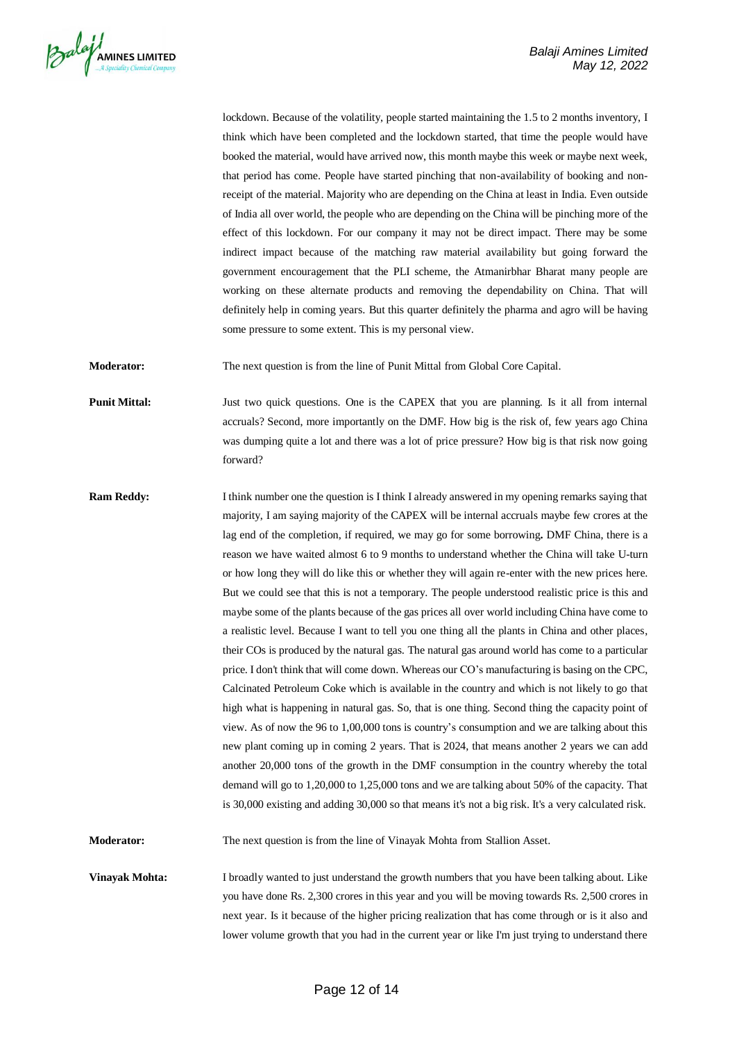lockdown. Because of the volatility, people started maintaining the 1.5 to 2 months inventory, I think which have been completed and the lockdown started, that time the people would have booked the material, would have arrived now, this month maybe this week or maybe next week, that period has come. People have started pinching that non-availability of booking and non-receipt of the material. Majority who are depending on the China at least in India. Even outside of India all over world, the people who are depending on the China will be pinching more of the effect of this lockdown. For our company it may not be direct impact. There may be some indirect impact because of the matching raw material availability but going forward the government encouragement that the PLI scheme, the Atmanirbhar Bharat many people are working on these alternate products and removing the dependability on China. That will definitely help in coming years. But this quarter definitely the pharma and agro will be having some pressure to some extent. This is my personal view.

**Moderator:** The next question is from the line of Punit Mittal from Global Core Capital.

**Punit Mittal:** Just two quick questions. One is the CAPEX that you are planning. Is it all from internal accruals? Second, more importantly on the DMF. How big is the risk of, few years ago China was dumping quite a lot and there was a lot of price pressure? How big is that risk now going forward?

**Ram Reddy:** I think number one the question is I think I already answered in my opening remarks saying that majority, I am saying majority of the CAPEX will be internal accruals maybe few crores at the lag end of the completion, if required, we may go for some borrowing**.** DMF China, there is a reason we have waited almost 6 to 9 months to understand whether the China will take U-turn or how long they will do like this or whether they will again re-enter with the new prices here. But we could see that this is not a temporary. The people understood realistic price is this and maybe some of the plants because of the gas prices all over world including China have come to a realistic level. Because I want to tell you one thing all the plants in China and other places, their COs is produced by the natural gas. The natural gas around world has come to a particular price. I don't think that will come down. Whereas our CO's manufacturing is basing on the CPC, Calcinated Petroleum Coke which is available in the country and which is not likely to go that high what is happening in natural gas. So, that is one thing. Second thing the capacity point of view. As of now the 96 to 1,00,000 tons is country's consumption and we are talking about this new plant coming up in coming 2 years. That is 2024, that means another 2 years we can add another 20,000 tons of the growth in the DMF consumption in the country whereby the total demand will go to 1,20,000 to 1,25,000 tons and we are talking about 50% of the capacity. That is 30,000 existing and adding 30,000 so that means it's not a big risk. It's a very calculated risk.

**Moderator:** The next question is from the line of Vinayak Mohta from Stallion Asset.

**Vinayak Mohta:** I broadly wanted to just understand the growth numbers that you have been talking about. Like you have done Rs. 2,300 crores in this year and you will be moving towards Rs. 2,500 crores in next year. Is it because of the higher pricing realization that has come through or is it also and lower volume growth that you had in the current year or like I'm just trying to understand there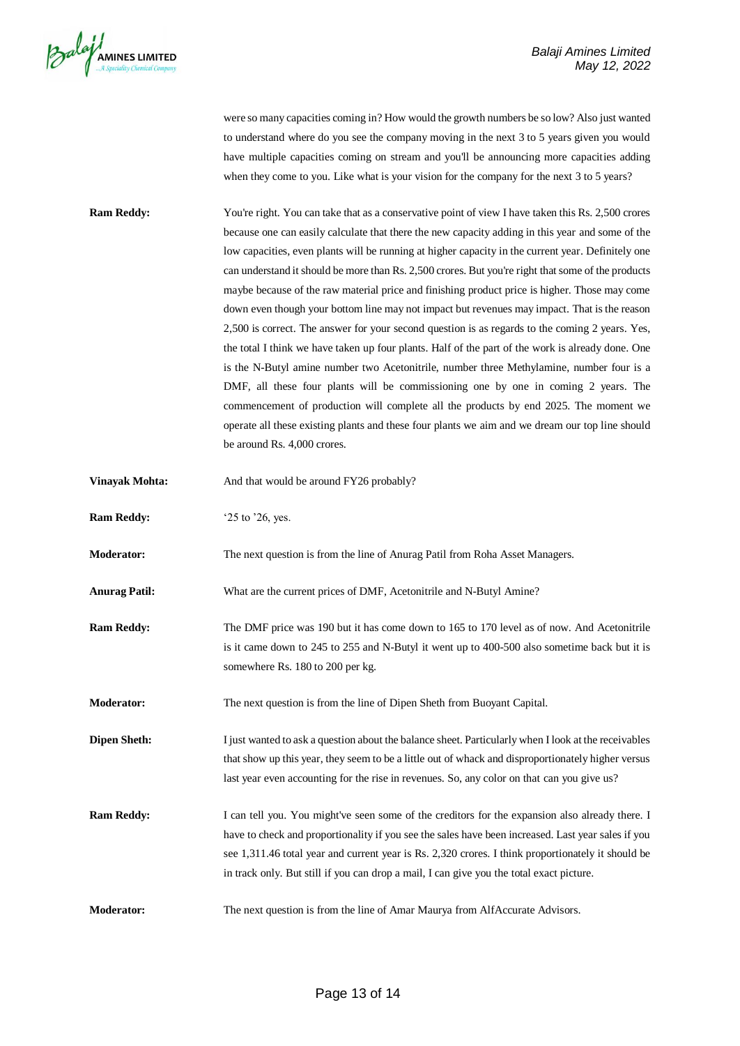were so many capacities coming in? How would the growth numbers be so low? Also just wanted to understand where do you see the company moving in the next 3 to 5 years given you would have multiple capacities coming on stream and you'll be announcing more capacities adding when they come to you. Like what is your vision for the company for the next 3 to 5 years?

**Ram Reddy:** You're right. You can take that as a conservative point of view I have taken this Rs. 2,500 crores because one can easily calculate that there the new capacity adding in this year and some of the low capacities, even plants will be running at higher capacity in the current year. Definitely one can understand it should be more than Rs. 2,500 crores. But you're right that some of the products maybe because of the raw material price and finishing product price is higher. Those may come down even though your bottom line may not impact but revenues may impact. That is the reason 2,500 is correct. The answer for your second question is as regards to the coming 2 years. Yes, the total I think we have taken up four plants. Half of the part of the work is already done. One is the N-Butyl amine number two Acetonitrile, number three Methylamine, number four is a DMF, all these four plants will be commissioning one by one in coming 2 years. The commencement of production will complete all the products by end 2025. The moment we operate all these existing plants and these four plants we aim and we dream our top line should be around Rs. 4,000 crores.

**Vinayak Mohta:** And that would be around FY26 probably?

**Ram Reddy:** '25 to '26, yes.

**Moderator:** The next question is from the line of Anurag Patil from Roha Asset Managers.

**Anurag Patil:** What are the current prices of DMF, Acetonitrile and N-Butyl Amine?

**Ram Reddy:** The DMF price was 190 but it has come down to 165 to 170 level as of now. And Acetonitrile is it came down to 245 to 255 and N-Butyl it went up to 400-500 also sometime back but it is somewhere Rs. 180 to 200 per kg.

**Moderator:** The next question is from the line of Dipen Sheth from Buoyant Capital.

**Dipen Sheth:** I just wanted to ask a question about the balance sheet. Particularly when I look at the receivables that show up this year, they seem to be a little out of whack and disproportionately higher versus last year even accounting for the rise in revenues. So, any color on that can you give us?

**Ram Reddy:** I can tell you. You might've seen some of the creditors for the expansion also already there. I have to check and proportionality if you see the sales have been increased. Last year sales if you see 1,311.46 total year and current year is Rs. 2,320 crores. I think proportionately it should be in track only. But still if you can drop a mail, I can give you the total exact picture.

**Moderator:** The next question is from the line of Amar Maurya from AlfAccurate Advisors.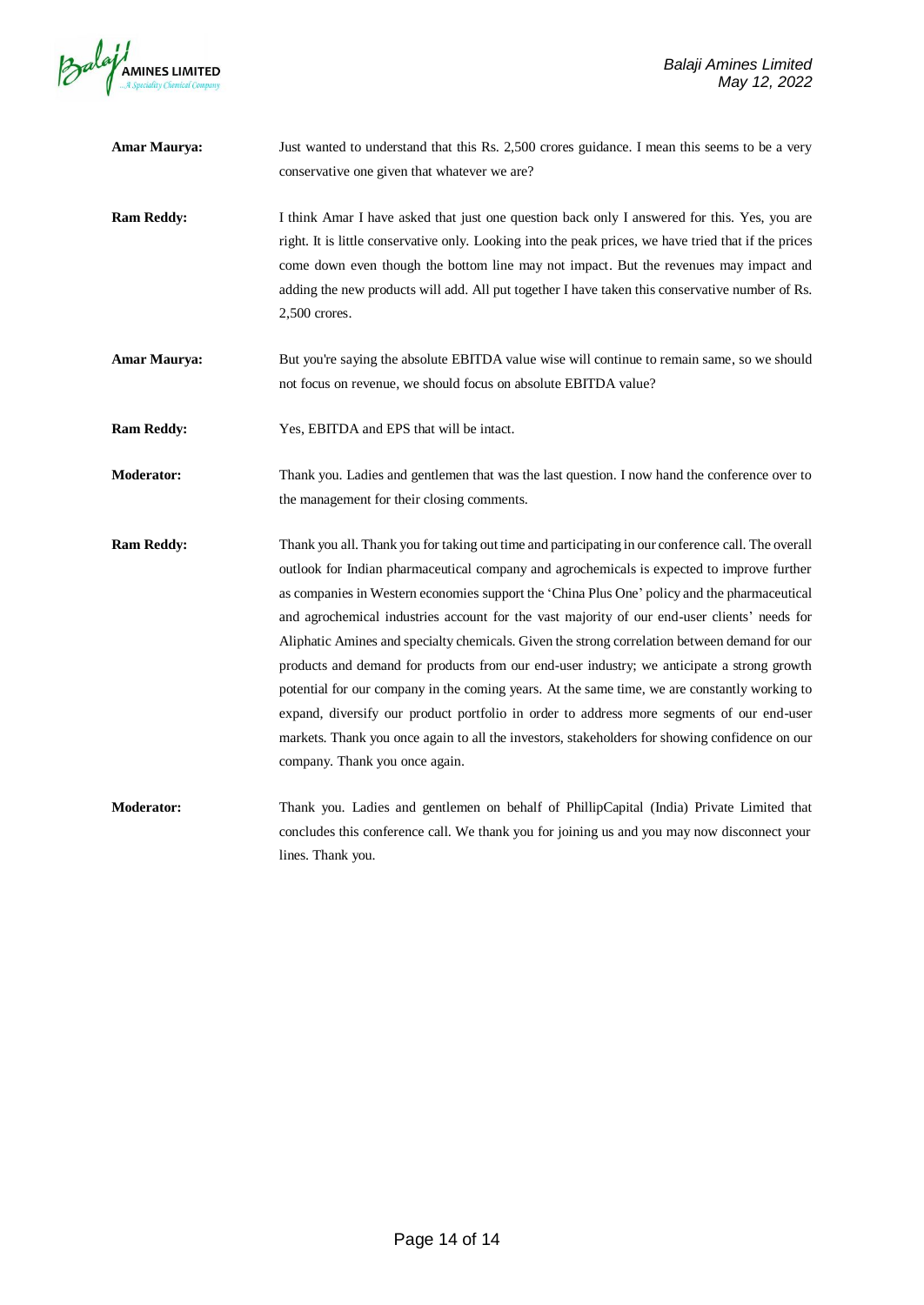**Amar Maurya:** Just wanted to understand that this Rs. 2,500 crores guidance. I mean this seems to be a very conservative one given that whatever we are?

**Ram Reddy:** I think Amar I have asked that just one question back only I answered for this. Yes, you are right. It is little conservative only. Looking into the peak prices, we have tried that if the prices come down even though the bottom line may not impact. But the revenues may impact and adding the new products will add. All put together I have taken this conservative number of Rs. 2,500 crores.

**Amar Maurya:** But you're saying the absolute EBITDA value wise will continue to remain same, so we should not focus on revenue, we should focus on absolute EBITDA value?

**Ram Reddy:** Yes, EBITDA and EPS that will be intact.

**Moderator:** Thank you. Ladies and gentlemen that was the last question. I now hand the conference over to the management for their closing comments.

**Ram Reddy:** Thank you all. Thank you for taking out time and participating in our conference call. The overall outlook for Indian pharmaceutical company and agrochemicals is expected to improve further as companies in Western economies support the 'China Plus One' policy and the pharmaceutical and agrochemical industries account for the vast majority of our end-user clients' needs for Aliphatic Amines and specialty chemicals. Given the strong correlation between demand for our products and demand for products from our end-user industry; we anticipate a strong growth potential for our company in the coming years. At the same time, we are constantly working to expand, diversify our product portfolio in order to address more segments of our end-user markets. Thank you once again to all the investors, stakeholders for showing confidence on our company. Thank you once again.

**Moderator:** Thank you. Ladies and gentlemen on behalf of PhillipCapital (India) Private Limited that concludes this conference call. We thank you for joining us and you may now disconnect your lines. Thank you.